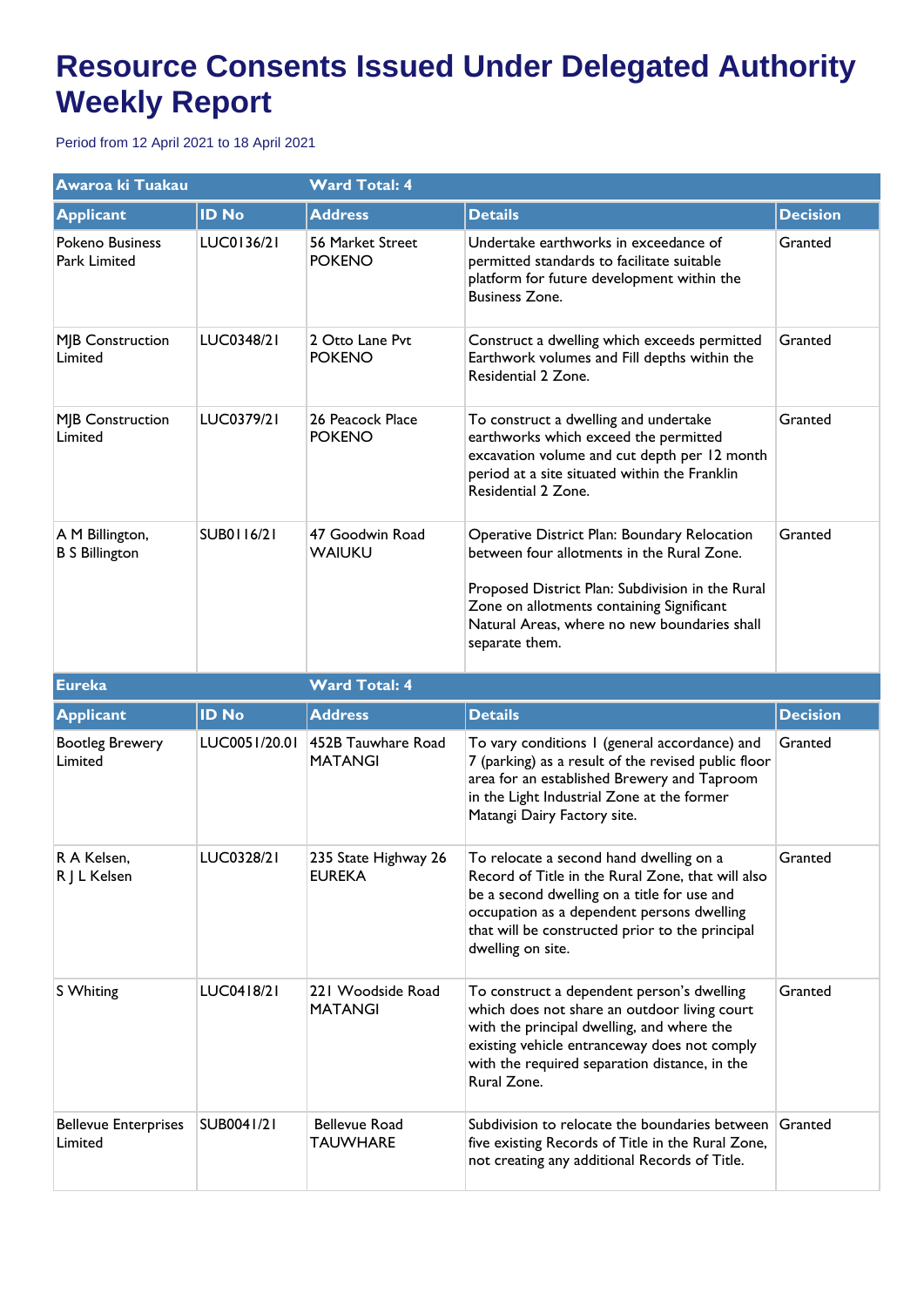# Resource Consents Issued Under Delegated Authority Weekly Report

Period from 12 April 2021 to 18 April 2021

| Awaroa ki Tuakau | | Ward Total: 4 | | |
|---|---|---|---|---|
| **Applicant** | **ID No** | **Address** | **Details** | **Decision** |
| Pokeno Business Park Limited | LUC0136/21 | 56 Market Street POKENO | Undertake earthworks in exceedance of permitted standards to facilitate suitable platform for future development within the Business Zone. | Granted |
| MJB Construction Limited | LUC0348/21 | 2 Otto Lane Pvt POKENO | Construct a dwelling which exceeds permitted Earthwork volumes and Fill depths within the Residential 2 Zone. | Granted |
| MJB Construction Limited | LUC0379/21 | 26 Peacock Place POKENO | To construct a dwelling and undertake earthworks which exceed the permitted excavation volume and cut depth per 12 month period at a site situated within the Franklin Residential 2 Zone. | Granted |
| A M Billington, B S Billington | SUB0116/21 | 47 Goodwin Road WAIUKU | Operative District Plan: Boundary Relocation between four allotments in the Rural Zone.<br><br>Proposed District Plan: Subdivision in the Rural Zone on allotments containing Significant Natural Areas, where no new boundaries shall separate them. | Granted |

| Eureka | | Ward Total: 4 | | |
|---|---|---|---|---|
| **Applicant** | **ID No** | **Address** | **Details** | **Decision** |
| Bootleg Brewery Limited | LUC0051/20.01 | 452B Tauwhare Road MATANGI | To vary conditions 1 (general accordance) and 7 (parking) as a result of the revised public floor area for an established Brewery and Taproom in the Light Industrial Zone at the former Matangi Dairy Factory site. | Granted |
| R A Kelsen, R J L Kelsen | LUC0328/21 | 235 State Highway 26 EUREKA | To relocate a second hand dwelling on a Record of Title in the Rural Zone, that will also be a second dwelling on a title for use and occupation as a dependent persons dwelling that will be constructed prior to the principal dwelling on site. | Granted |
| S Whiting | LUC0418/21 | 221 Woodside Road MATANGI | To construct a dependent person's dwelling which does not share an outdoor living court with the principal dwelling, and where the existing vehicle entranceway does not comply with the required separation distance, in the Rural Zone. | Granted |
| Bellevue Enterprises Limited | SUB0041/21 | Bellevue Road TAUWHARE | Subdivision to relocate the boundaries between five existing Records of Title in the Rural Zone, not creating any additional Records of Title. | Granted |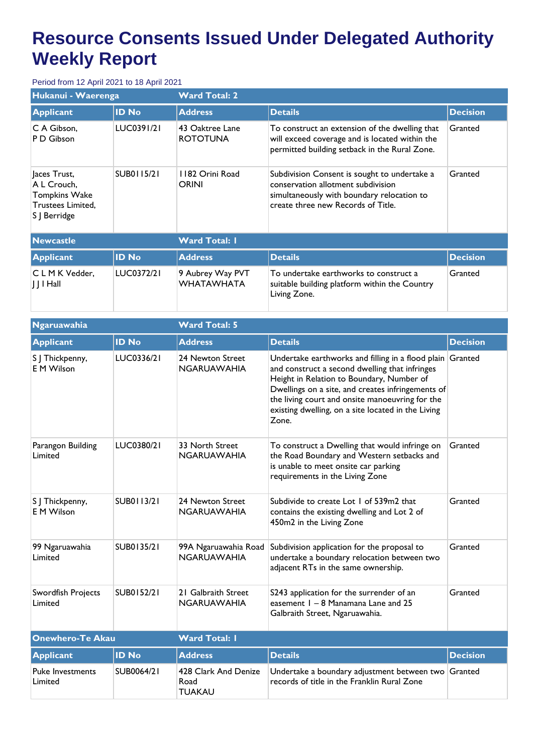# Resource Consents Issued Under Delegated Authority Weekly Report

Period from 12 April 2021 to 18 April 2021

| Hukanui - Waerenga | | Ward Total: 2 | | |
|---|---|---|---|---|
| **Applicant** | **ID No** | **Address** | **Details** | **Decision** |
| C A Gibson, P D Gibson | LUC0391/21 | 43 Oaktree Lane ROTOTUNA | To construct an extension of the dwelling that will exceed coverage and is located within the permitted building setback in the Rural Zone. | Granted |
| Jaces Trust, A L Crouch, Tompkins Wake Trustees Limited, S J Berridge | SUB0115/21 | 1182 Orini Road ORINI | Subdivision Consent is sought to undertake a conservation allotment subdivision simultaneously with boundary relocation to create three new Records of Title. | Granted |

| Newcastle | | Ward Total: 1 | | |
|---|---|---|---|---|
| **Applicant** | **ID No** | **Address** | **Details** | **Decision** |
| C L M K Vedder, J J I Hall | LUC0372/21 | 9 Aubrey Way PVT WHATAWHATA | To undertake earthworks to construct a suitable building platform within the Country Living Zone. | Granted |

| Ngaruawahia | | Ward Total: 5 | | |
|---|---|---|---|---|
| **Applicant** | **ID No** | **Address** | **Details** | **Decision** |
| S J Thickpenny, E M Wilson | LUC0336/21 | 24 Newton Street NGARUAWAHIA | Undertake earthworks and filling in a flood plain and construct a second dwelling that infringes Height in Relation to Boundary, Number of Dwellings on a site, and creates infringements of the living court and onsite manoeuvring for the existing dwelling, on a site located in the Living Zone. | Granted |
| Parangon Building Limited | LUC0380/21 | 33 North Street NGARUAWAHIA | To construct a Dwelling that would infringe on the Road Boundary and Western setbacks and is unable to meet onsite car parking requirements in the Living Zone | Granted |
| S J Thickpenny, E M Wilson | SUB0113/21 | 24 Newton Street NGARUAWAHIA | Subdivide to create Lot 1 of 539m2 that contains the existing dwelling and Lot 2 of 450m2 in the Living Zone | Granted |
| 99 Ngaruawahia Limited | SUB0135/21 | 99A Ngaruawahia Road NGARUAWAHIA | Subdivision application for the proposal to undertake a boundary relocation between two adjacent RTs in the same ownership. | Granted |
| Swordfish Projects Limited | SUB0152/21 | 21 Galbraith Street NGARUAWAHIA | S243 application for the surrender of an easement 1 – 8 Manamana Lane and 25 Galbraith Street, Ngaruawahia. | Granted |

| Onewhero-Te Akau | | Ward Total: 1 | | |
|---|---|---|---|---|
| **Applicant** | **ID No** | **Address** | **Details** | **Decision** |
| Puke Investments Limited | SUB0064/21 | 428 Clark And Denize Road TUAKAU | Undertake a boundary adjustment between two records of title in the Franklin Rural Zone | Granted |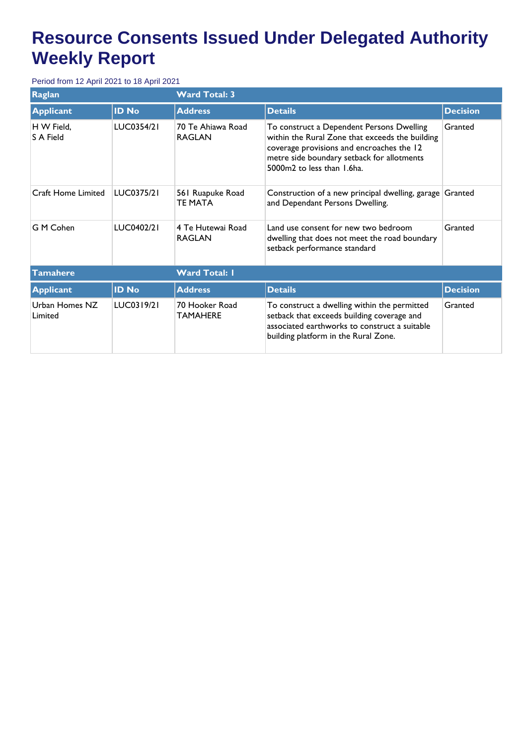# Resource Consents Issued Under Delegated Authority Weekly Report

Period from 12 April 2021 to 18 April 2021

| Raglan | | Ward Total: 3 | | |
|---|---|---|---|---|
| **Applicant** | **ID No** | **Address** | **Details** | **Decision** |
| H W Field, S A Field | LUC0354/21 | 70 Te Ahiawa Road RAGLAN | To construct a Dependent Persons Dwelling within the Rural Zone that exceeds the building coverage provisions and encroaches the 12 metre side boundary setback for allotments 5000m2 to less than 1.6ha. | Granted |
| Craft Home Limited | LUC0375/21 | 561 Ruapuke Road TE MATA | Construction of a new principal dwelling, garage and Dependant Persons Dwelling. | Granted |
| G M Cohen | LUC0402/21 | 4 Te Hutewai Road RAGLAN | Land use consent for new two bedroom dwelling that does not meet the road boundary setback performance standard | Granted |

| Tamahere | | Ward Total: 1 | | |
|---|---|---|---|---|
| **Applicant** | **ID No** | **Address** | **Details** | **Decision** |
| Urban Homes NZ Limited | LUC0319/21 | 70 Hooker Road TAMAHERE | To construct a dwelling within the permitted setback that exceeds building coverage and associated earthworks to construct a suitable building platform in the Rural Zone. | Granted |